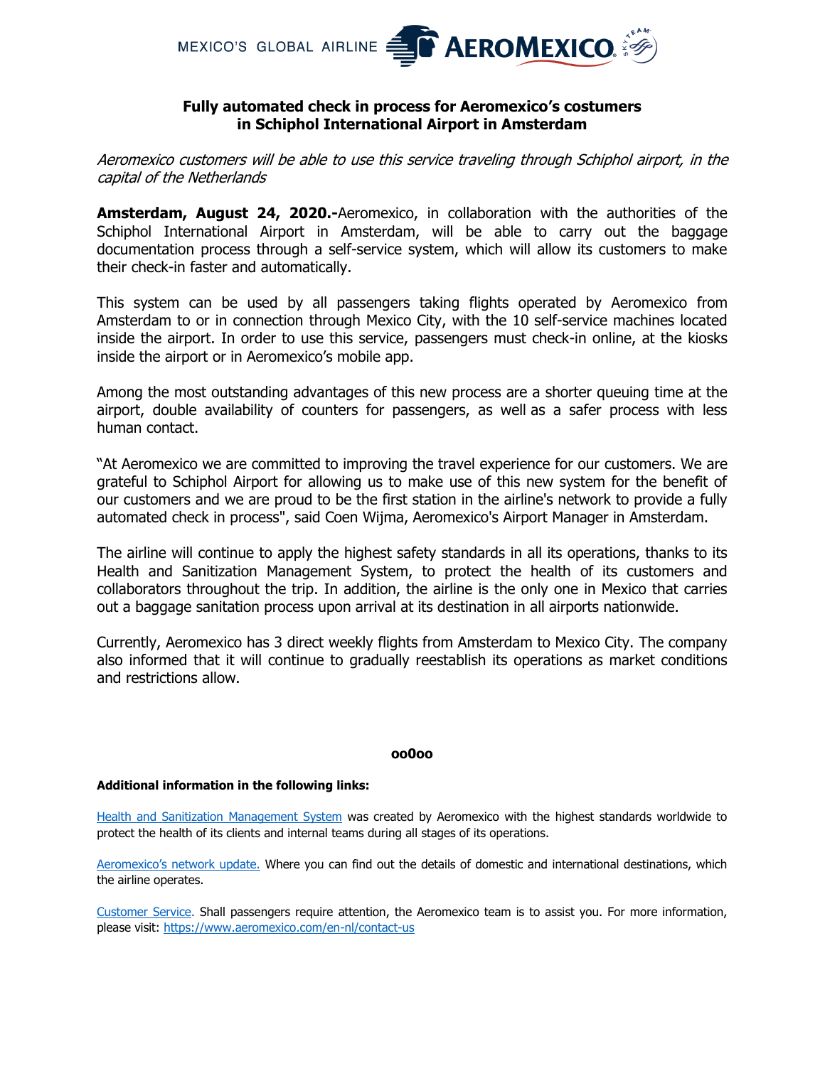MEXICO'S GLOBAL AIRLINE AEROMEXICO

**Fully automated check in process for Aeromexico's costumers in Schiphol International Airport in Amsterdam**

*Aeromexico customers will be able to use this service traveling through Schiphol airport, in the capital of the Netherlands*

**Amsterdam, August 24, 2020.-**Aeromexico, in collaboration with the authorities of the Schiphol International Airport in Amsterdam, will be able to carry out the baggage documentation process through a self-service system, which will allow its customers to make their check-in faster and automatically.

This system can be used by all passengers taking flights operated by Aeromexico from Amsterdam to or in connection through Mexico City, with the 10 self-service machines located inside the airport. In order to use this service, passengers must check-in online, at the kiosks inside the airport or in Aeromexico's mobile app.

Among the most outstanding advantages of this new process are a shorter queuing time at the airport, double availability of counters for passengers, as well as a safer process with less human contact.

"At Aeromexico we are committed to improving the travel experience for our customers. We are grateful to Schiphol Airport for allowing us to make use of this new system for the benefit of our customers and we are proud to be the first station in the airline's network to provide a fully automated check in process", said Coen Wijma, Aeromexico's Airport Manager in Amsterdam.

The airline will continue to apply the highest safety standards in all its operations, thanks to its Health and Sanitization Management System, to protect the health of its customers and collaborators throughout the trip. In addition, the airline is the only one in Mexico that carries out a baggage sanitation process upon arrival at its destination in all airports nationwide.

Currently, Aeromexico has 3 direct weekly flights from Amsterdam to Mexico City. The company also informed that it will continue to gradually reestablish its operations as market conditions and restrictions allow.

**oo0oo**

**Additional information in the following links:**

Health and Sanitization Management System was created by Aeromexico with the highest standards worldwide to protect the health of its clients and internal teams during all stages of its operations.

Aeromexico's network update. Where you can find out the details of domestic and international destinations, which the airline operates.

Customer Service. Shall passengers require attention, the Aeromexico team is to assist you. For more information, please visit: https://www.aeromexico.com/en-nl/contact-us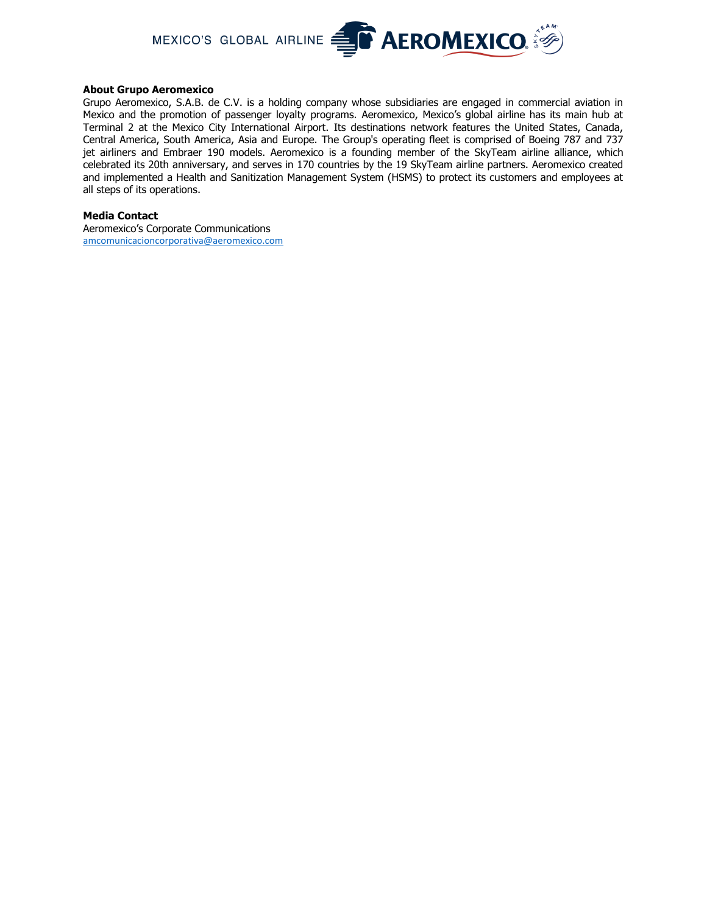**About Grupo Aeromexico**

Grupo Aeromexico, S.A.B. de C.V. is a holding company whose subsidiaries are engaged in commercial aviation in Mexico and the promotion of passenger loyalty programs. Aeromexico, Mexico's global airline has its main hub at Terminal 2 at the Mexico City International Airport. Its destinations network features the United States, Canada, Central America, South America, Asia and Europe. The Group's operating fleet is comprised of Boeing 787 and 737 jet airliners and Embraer 190 models. Aeromexico is a founding member of the SkyTeam airline alliance, which celebrated its 20th anniversary, and serves in 170 countries by the 19 SkyTeam airline partners. Aeromexico created and implemented a Health and Sanitization Management System (HSMS) to protect its customers and employees at all steps of its operations.

**Media Contact**

Aeromexico's Corporate Communications
amcomunicacioncorporativa@aeromexico.com